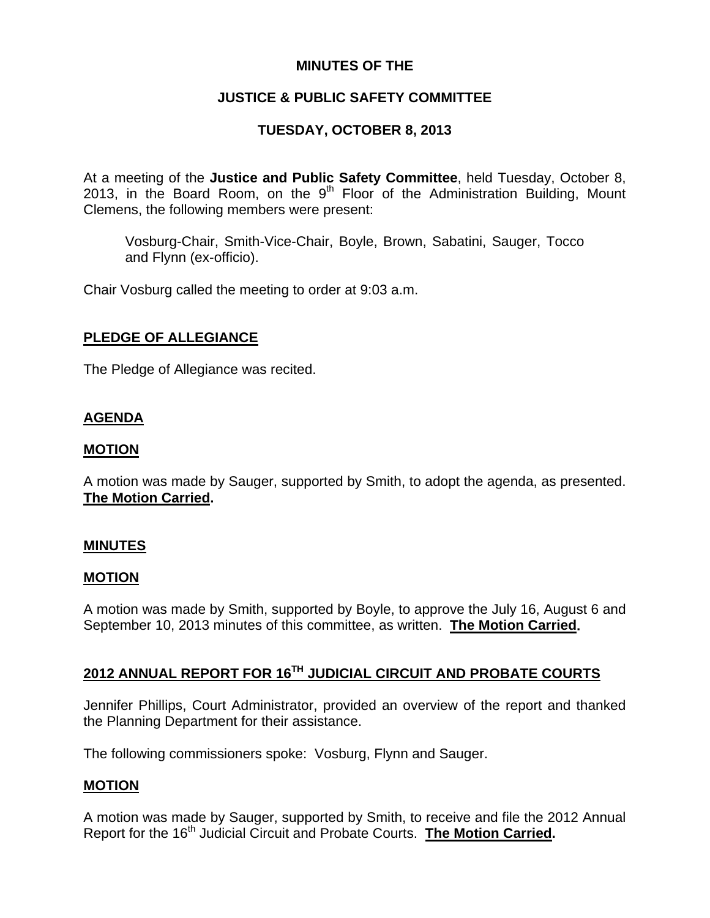# MINUTES OF THE

# JUSTICE & PUBLIC SAFETY COMMITTEE

# TUESDAY, OCTOBER 8, 2013

At a meeting of the **Justice and Public Safety Committee**, held Tuesday, October 8, 2013, in the Board Room, on the 9th Floor of the Administration Building, Mount Clemens, the following members were present:

> Vosburg-Chair, Smith-Vice-Chair, Boyle, Brown, Sabatini, Sauger, Tocco and Flynn (ex-officio).

Chair Vosburg called the meeting to order at 9:03 a.m.

## PLEDGE OF ALLEGIANCE

The Pledge of Allegiance was recited.

## AGENDA

### MOTION

A motion was made by Sauger, supported by Smith, to adopt the agenda, as presented. **The Motion Carried.**

## MINUTES

### MOTION

A motion was made by Smith, supported by Boyle, to approve the July 16, August 6 and September 10, 2013 minutes of this committee, as written. **The Motion Carried.**

## 2012 ANNUAL REPORT FOR 16TH JUDICIAL CIRCUIT AND PROBATE COURTS

Jennifer Phillips, Court Administrator, provided an overview of the report and thanked the Planning Department for their assistance.

The following commissioners spoke: Vosburg, Flynn and Sauger.

### MOTION

A motion was made by Sauger, supported by Smith, to receive and file the 2012 Annual Report for the 16th Judicial Circuit and Probate Courts. **The Motion Carried.**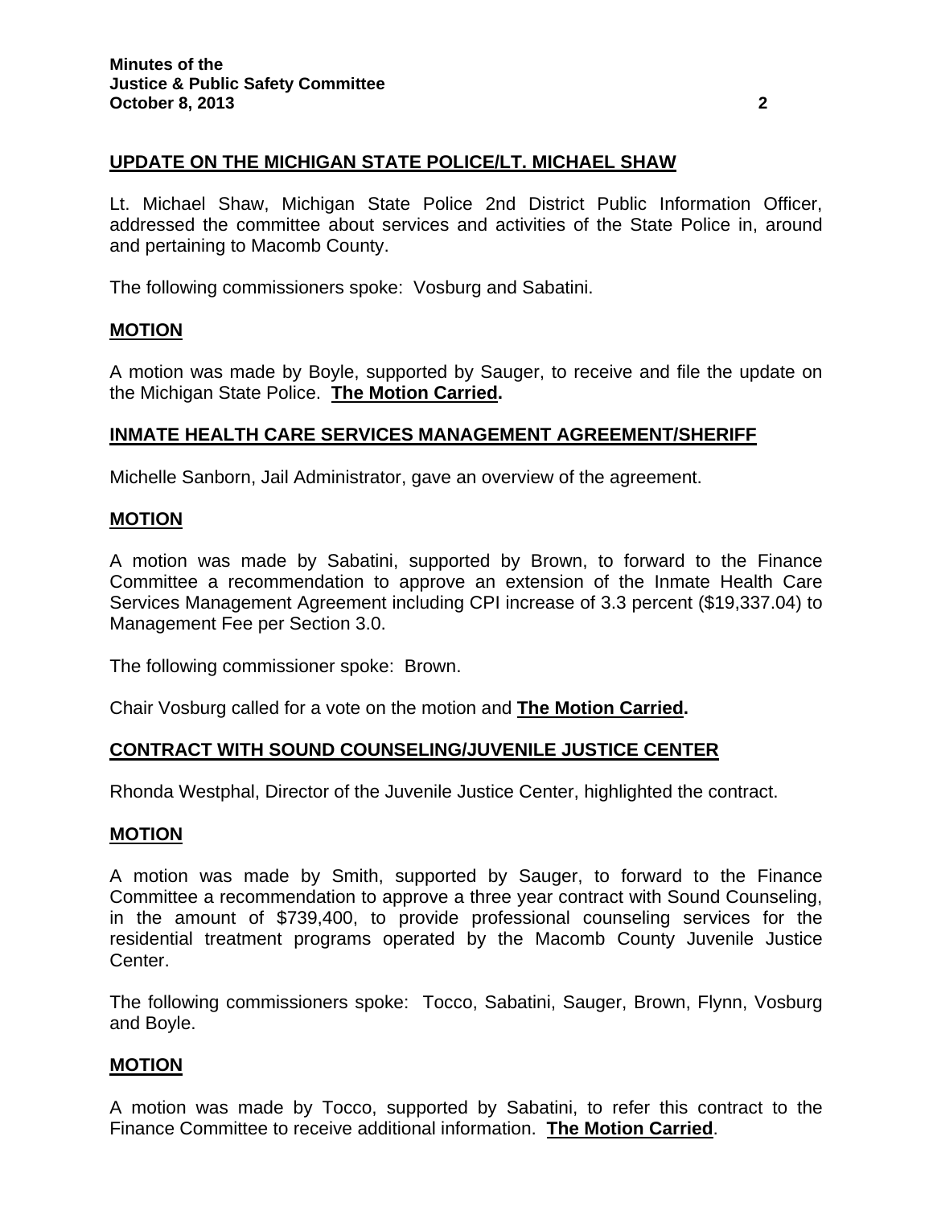## UPDATE ON THE MICHIGAN STATE POLICE/LT. MICHAEL SHAW

Lt. Michael Shaw, Michigan State Police 2nd District Public Information Officer, addressed the committee about services and activities of the State Police in, around and pertaining to Macomb County.

The following commissioners spoke: Vosburg and Sabatini.

### MOTION

A motion was made by Boyle, supported by Sauger, to receive and file the update on the Michigan State Police. **The Motion Carried.**

## INMATE HEALTH CARE SERVICES MANAGEMENT AGREEMENT/SHERIFF

Michelle Sanborn, Jail Administrator, gave an overview of the agreement.

### MOTION

A motion was made by Sabatini, supported by Brown, to forward to the Finance Committee a recommendation to approve an extension of the Inmate Health Care Services Management Agreement including CPI increase of 3.3 percent ($19,337.04) to Management Fee per Section 3.0.

The following commissioner spoke: Brown.

Chair Vosburg called for a vote on the motion and **The Motion Carried.**

## CONTRACT WITH SOUND COUNSELING/JUVENILE JUSTICE CENTER

Rhonda Westphal, Director of the Juvenile Justice Center, highlighted the contract.

### MOTION

A motion was made by Smith, supported by Sauger, to forward to the Finance Committee a recommendation to approve a three year contract with Sound Counseling, in the amount of $739,400, to provide professional counseling services for the residential treatment programs operated by the Macomb County Juvenile Justice Center.

The following commissioners spoke: Tocco, Sabatini, Sauger, Brown, Flynn, Vosburg and Boyle.

### MOTION

A motion was made by Tocco, supported by Sabatini, to refer this contract to the Finance Committee to receive additional information. **The Motion Carried**.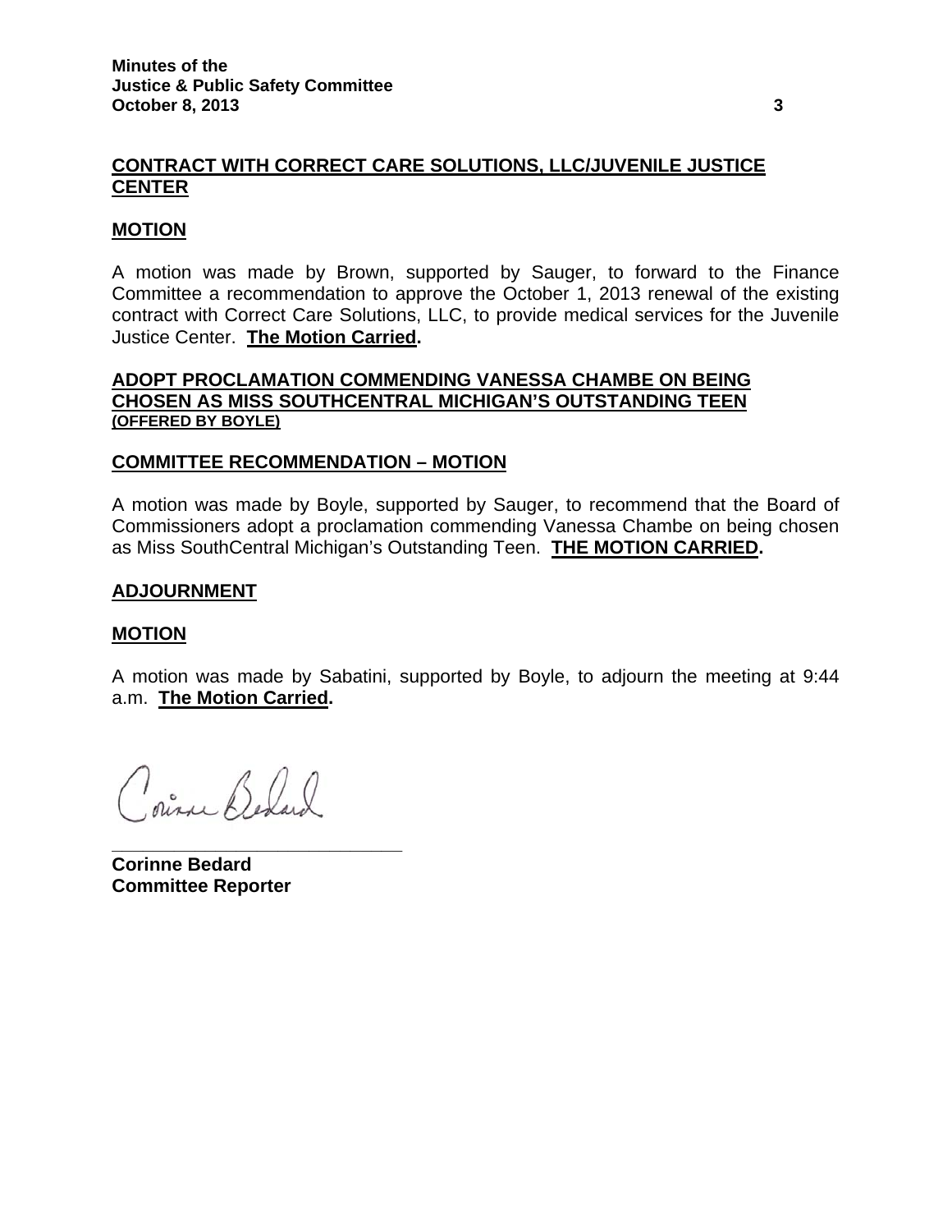## CONTRACT WITH CORRECT CARE SOLUTIONS, LLC/JUVENILE JUSTICE CENTER

### MOTION

A motion was made by Brown, supported by Sauger, to forward to the Finance Committee a recommendation to approve the October 1, 2013 renewal of the existing contract with Correct Care Solutions, LLC, to provide medical services for the Juvenile Justice Center. **The Motion Carried.**

## ADOPT PROCLAMATION COMMENDING VANESSA CHAMBE ON BEING CHOSEN AS MISS SOUTHCENTRAL MICHIGAN'S OUTSTANDING TEEN (OFFERED BY BOYLE)

### COMMITTEE RECOMMENDATION – MOTION

A motion was made by Boyle, supported by Sauger, to recommend that the Board of Commissioners adopt a proclamation commending Vanessa Chambe on being chosen as Miss SouthCentral Michigan's Outstanding Teen. **THE MOTION CARRIED.**

## ADJOURNMENT

### MOTION

A motion was made by Sabatini, supported by Boyle, to adjourn the meeting at 9:44 a.m. **The Motion Carried.**

Corinne Bedard

**Corinne Bedard**
**Committee Reporter**